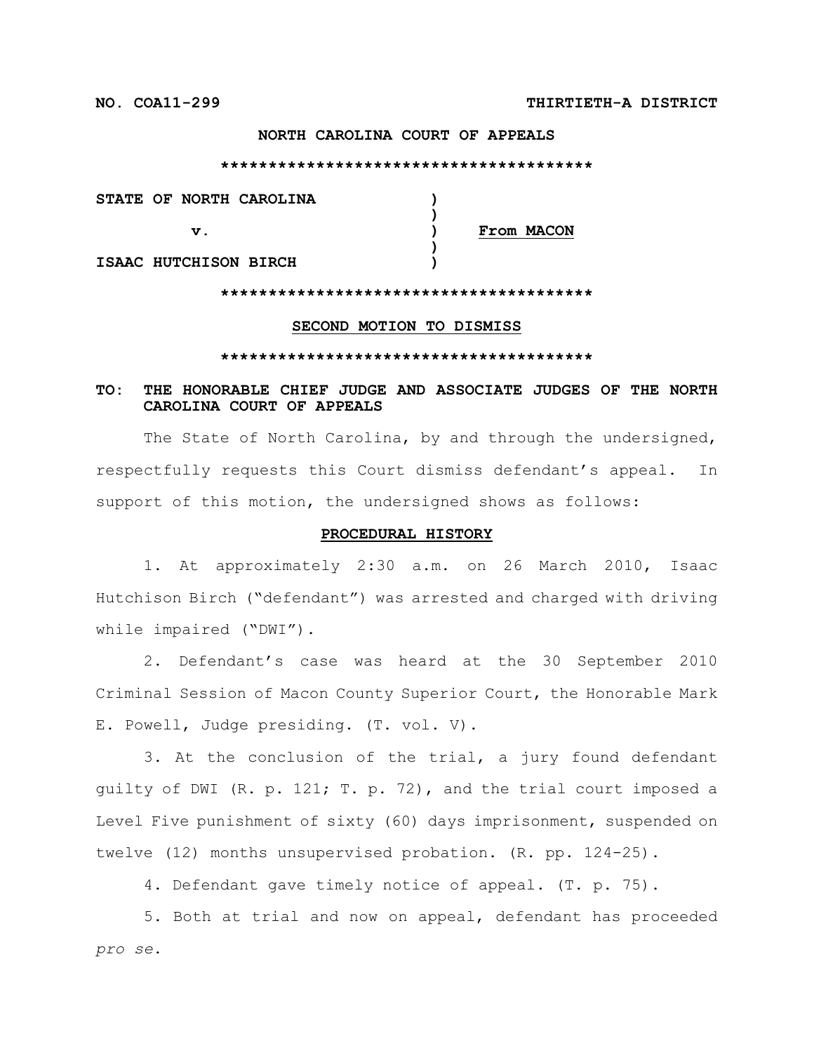**NO. COA11-299** **THIRTIETH-A DISTRICT**

**NORTH CAROLINA COURT OF APPEALS**

**\*\*\*\*\*\*\*\*\*\*\*\*\*\*\*\*\*\*\*\*\*\*\*\*\*\*\*\*\*\*\*\*\*\*\*\*\*\*\***

| | | |
|---|---|---|
| **STATE OF NORTH CAROLINA** | **)** | |
| | **)** | |
| **v.** | **)** | **From MACON** |
| | **)** | |
| **ISAAC HUTCHISON BIRCH** | **)** | |

**\*\*\*\*\*\*\*\*\*\*\*\*\*\*\*\*\*\*\*\*\*\*\*\*\*\*\*\*\*\*\*\*\*\*\*\*\*\*\***

**SECOND MOTION TO DISMISS**

**\*\*\*\*\*\*\*\*\*\*\*\*\*\*\*\*\*\*\*\*\*\*\*\*\*\*\*\*\*\*\*\*\*\*\*\*\*\*\***

**TO: THE HONORABLE CHIEF JUDGE AND ASSOCIATE JUDGES OF THE NORTH CAROLINA COURT OF APPEALS**

The State of North Carolina, by and through the undersigned, respectfully requests this Court dismiss defendant's appeal. In support of this motion, the undersigned shows as follows:

**PROCEDURAL HISTORY**

1. At approximately 2:30 a.m. on 26 March 2010, Isaac Hutchison Birch ("defendant") was arrested and charged with driving while impaired ("DWI").

2. Defendant's case was heard at the 30 September 2010 Criminal Session of Macon County Superior Court, the Honorable Mark E. Powell, Judge presiding. (T. vol. V).

3. At the conclusion of the trial, a jury found defendant guilty of DWI (R. p. 121; T. p. 72), and the trial court imposed a Level Five punishment of sixty (60) days imprisonment, suspended on twelve (12) months unsupervised probation. (R. pp. 124-25).

4. Defendant gave timely notice of appeal. (T. p. 75).

5. Both at trial and now on appeal, defendant has proceeded *pro se*.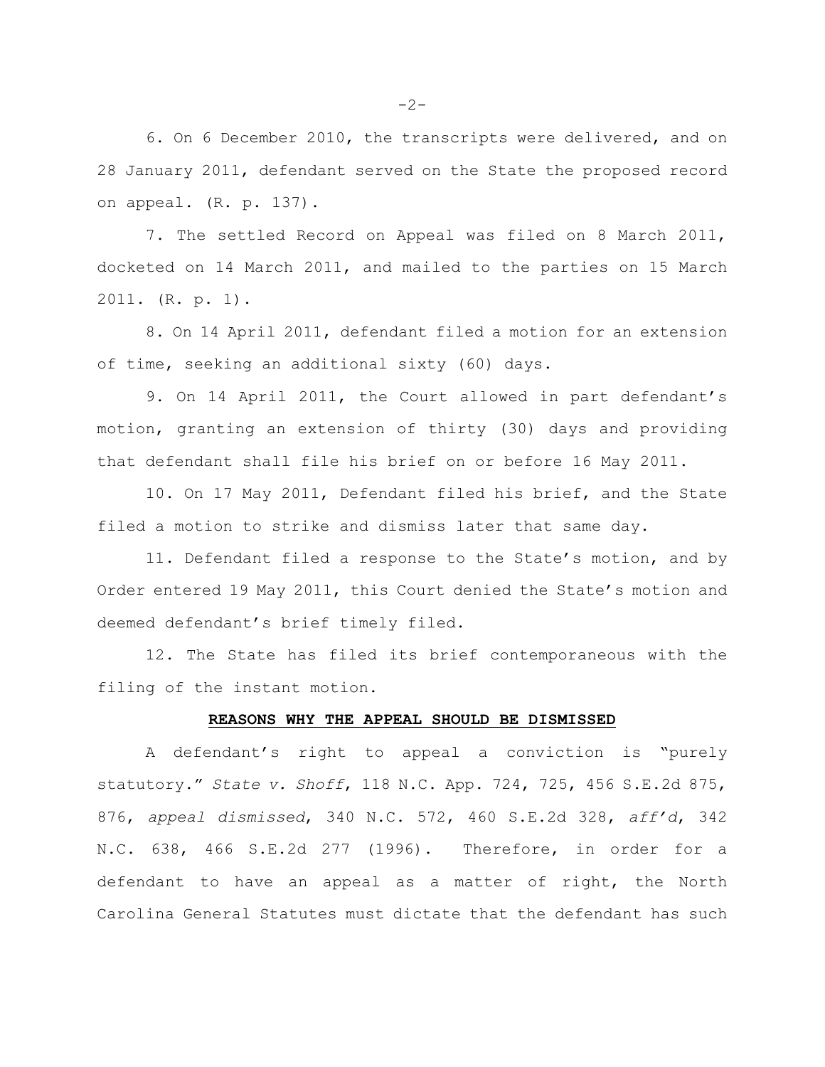6. On 6 December 2010, the transcripts were delivered, and on 28 January 2011, defendant served on the State the proposed record on appeal. (R. p. 137).

7. The settled Record on Appeal was filed on 8 March 2011, docketed on 14 March 2011, and mailed to the parties on 15 March 2011. (R. p. 1).

8. On 14 April 2011, defendant filed a motion for an extension of time, seeking an additional sixty (60) days.

9. On 14 April 2011, the Court allowed in part defendant's motion, granting an extension of thirty (30) days and providing that defendant shall file his brief on or before 16 May 2011.

10. On 17 May 2011, Defendant filed his brief, and the State filed a motion to strike and dismiss later that same day.

11. Defendant filed a response to the State's motion, and by Order entered 19 May 2011, this Court denied the State's motion and deemed defendant's brief timely filed.

12. The State has filed its brief contemporaneous with the filing of the instant motion.

**REASONS WHY THE APPEAL SHOULD BE DISMISSED**

A defendant's right to appeal a conviction is "purely statutory." *State v. Shoff*, 118 N.C. App. 724, 725, 456 S.E.2d 875, 876, *appeal dismissed*, 340 N.C. 572, 460 S.E.2d 328, *aff'd*, 342 N.C. 638, 466 S.E.2d 277 (1996). Therefore, in order for a defendant to have an appeal as a matter of right, the North Carolina General Statutes must dictate that the defendant has such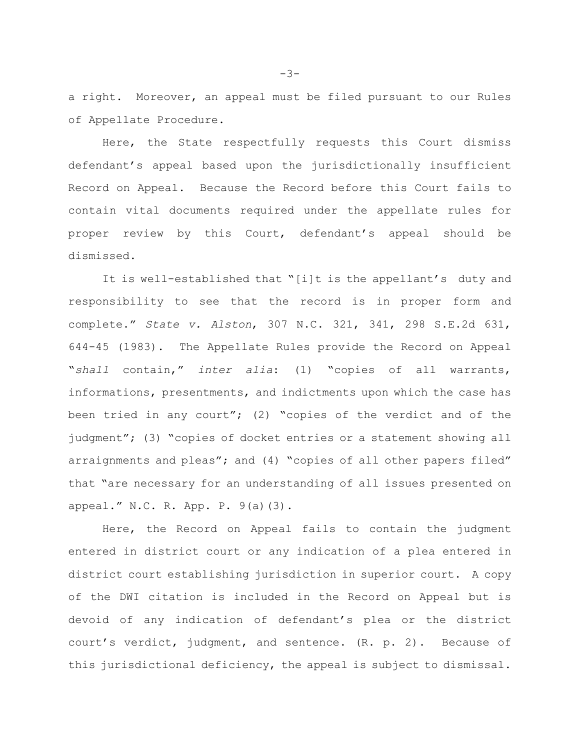a right. Moreover, an appeal must be filed pursuant to our Rules of Appellate Procedure.

Here, the State respectfully requests this Court dismiss defendant's appeal based upon the jurisdictionally insufficient Record on Appeal. Because the Record before this Court fails to contain vital documents required under the appellate rules for proper review by this Court, defendant's appeal should be dismissed.

It is well-established that "[i]t is the appellant's duty and responsibility to see that the record is in proper form and complete." *State v. Alston*, 307 N.C. 321, 341, 298 S.E.2d 631, 644-45 (1983). The Appellate Rules provide the Record on Appeal "*shall* contain," *inter alia*: (1) "copies of all warrants, informations, presentments, and indictments upon which the case has been tried in any court"; (2) "copies of the verdict and of the judgment"; (3) "copies of docket entries or a statement showing all arraignments and pleas"; and (4) "copies of all other papers filed" that "are necessary for an understanding of all issues presented on appeal." N.C. R. App. P. 9(a)(3).

Here, the Record on Appeal fails to contain the judgment entered in district court or any indication of a plea entered in district court establishing jurisdiction in superior court. A copy of the DWI citation is included in the Record on Appeal but is devoid of any indication of defendant's plea or the district court's verdict, judgment, and sentence. (R. p. 2). Because of this jurisdictional deficiency, the appeal is subject to dismissal.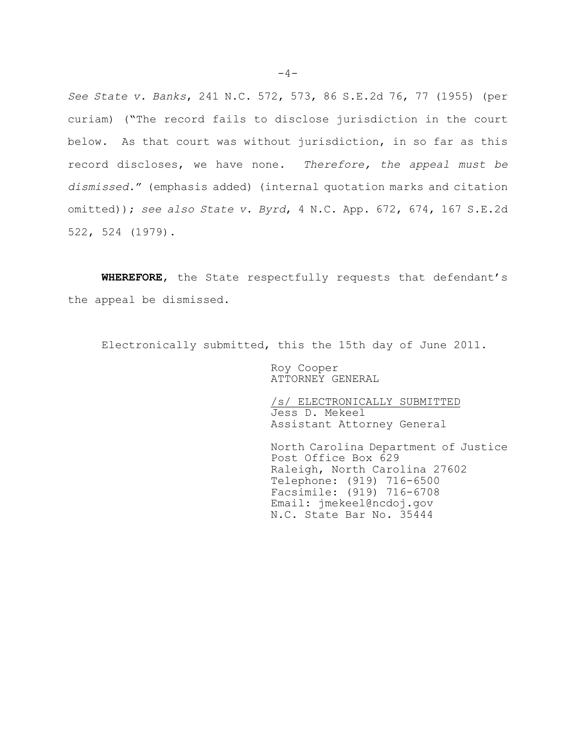*See State v. Banks*, 241 N.C. 572, 573, 86 S.E.2d 76, 77 (1955) (per curiam) ("The record fails to disclose jurisdiction in the court below. As that court was without jurisdiction, in so far as this record discloses, we have none. *Therefore, the appeal must be dismissed*." (emphasis added) (internal quotation marks and citation omitted)); *see also State v. Byrd*, 4 N.C. App. 672, 674, 167 S.E.2d 522, 524 (1979).

**WHEREFORE**, the State respectfully requests that defendant's the appeal be dismissed.

Electronically submitted, this the 15th day of June 2011.

Roy Cooper
ATTORNEY GENERAL

/s/ ELECTRONICALLY SUBMITTED
Jess D. Mekeel
Assistant Attorney General

North Carolina Department of Justice
Post Office Box 629
Raleigh, North Carolina 27602
Telephone: (919) 716-6500
Facsimile: (919) 716-6708
Email: jmekeel@ncdoj.gov
N.C. State Bar No. 35444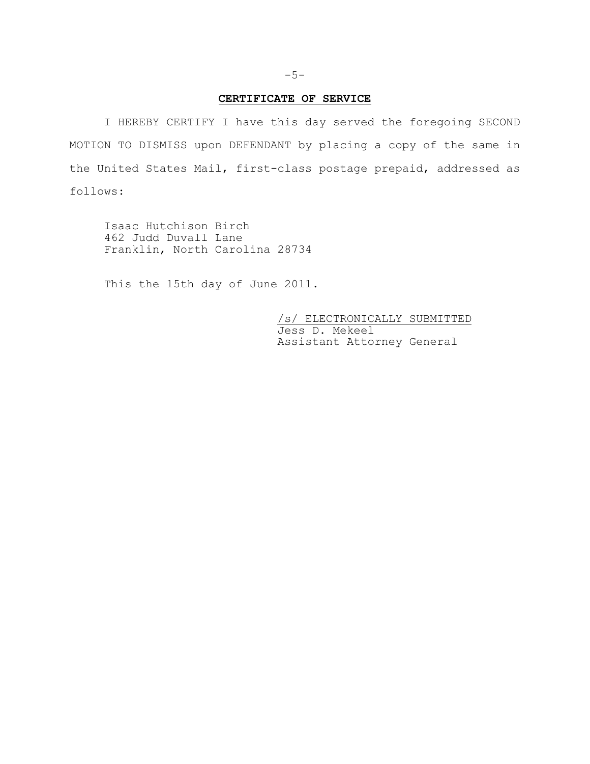## CERTIFICATE OF SERVICE

I HEREBY CERTIFY I have this day served the foregoing SECOND MOTION TO DISMISS upon DEFENDANT by placing a copy of the same in the United States Mail, first-class postage prepaid, addressed as follows:

Isaac Hutchison Birch
462 Judd Duvall Lane
Franklin, North Carolina 28734

This the 15th day of June 2011.

/s/ ELECTRONICALLY SUBMITTED
Jess D. Mekeel
Assistant Attorney General